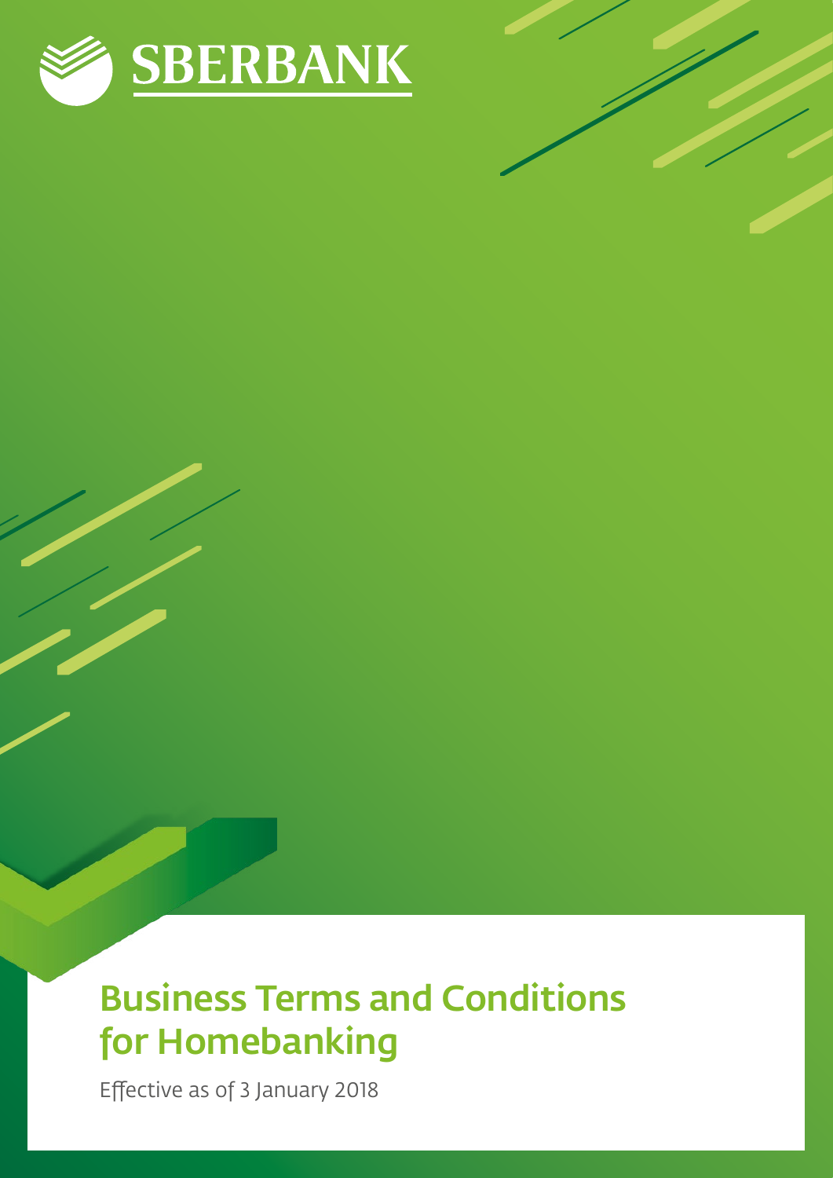SBERBANK

# Business Terms and Conditions for Homebanking

Effective as of 3 January 2018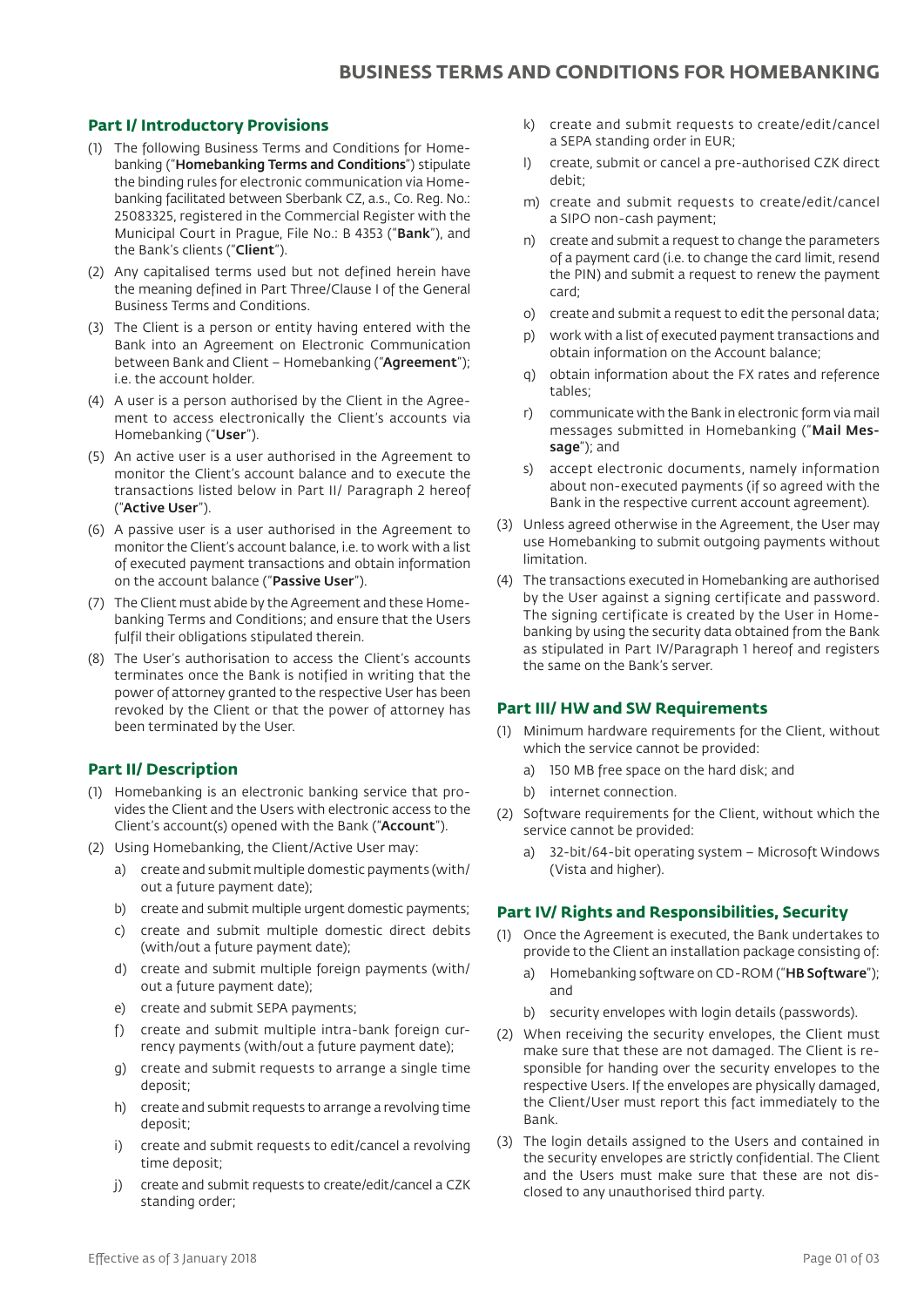# BUSINESS TERMS AND CONDITIONS FOR HOMEBANKING

## Part I/ Introductory Provisions

(1) The following Business Terms and Conditions for Homebanking ("**Homebanking Terms and Conditions**") stipulate the binding rules for electronic communication via Homebanking facilitated between Sberbank CZ, a.s., Co. Reg. No.: 25083325, registered in the Commercial Register with the Municipal Court in Prague, File No.: B 4353 ("**Bank**"), and the Bank's clients ("**Client**").

(2) Any capitalised terms used but not defined herein have the meaning defined in Part Three/Clause I of the General Business Terms and Conditions.

(3) The Client is a person or entity having entered with the Bank into an Agreement on Electronic Communication between Bank and Client – Homebanking ("**Agreement**"); i.e. the account holder.

(4) A user is a person authorised by the Client in the Agreement to access electronically the Client's accounts via Homebanking ("**User**").

(5) An active user is a user authorised in the Agreement to monitor the Client's account balance and to execute the transactions listed below in Part II/ Paragraph 2 hereof ("**Active User**").

(6) A passive user is a user authorised in the Agreement to monitor the Client's account balance, i.e. to work with a list of executed payment transactions and obtain information on the account balance ("**Passive User**").

(7) The Client must abide by the Agreement and these Homebanking Terms and Conditions; and ensure that the Users fulfil their obligations stipulated therein.

(8) The User's authorisation to access the Client's accounts terminates once the Bank is notified in writing that the power of attorney granted to the respective User has been revoked by the Client or that the power of attorney has been terminated by the User.

## Part II/ Description

(1) Homebanking is an electronic banking service that provides the Client and the Users with electronic access to the Client's account(s) opened with the Bank ("**Account**").

(2) Using Homebanking, the Client/Active User may:

a) create and submit multiple domestic payments (with/out a future payment date);

b) create and submit multiple urgent domestic payments;

c) create and submit multiple domestic direct debits (with/out a future payment date);

d) create and submit multiple foreign payments (with/out a future payment date);

e) create and submit SEPA payments;

f) create and submit multiple intra-bank foreign currency payments (with/out a future payment date);

g) create and submit requests to arrange a single time deposit;

h) create and submit requests to arrange a revolving time deposit;

i) create and submit requests to edit/cancel a revolving time deposit;

j) create and submit requests to create/edit/cancel a CZK standing order;

k) create and submit requests to create/edit/cancel a SEPA standing order in EUR;

l) create, submit or cancel a pre-authorised CZK direct debit;

m) create and submit requests to create/edit/cancel a SIPO non-cash payment;

n) create and submit a request to change the parameters of a payment card (i.e. to change the card limit, resend the PIN) and submit a request to renew the payment card;

o) create and submit a request to edit the personal data;

p) work with a list of executed payment transactions and obtain information on the Account balance;

q) obtain information about the FX rates and reference tables;

r) communicate with the Bank in electronic form via mail messages submitted in Homebanking ("**Mail Message**"); and

s) accept electronic documents, namely information about non-executed payments (if so agreed with the Bank in the respective current account agreement).

(3) Unless agreed otherwise in the Agreement, the User may use Homebanking to submit outgoing payments without limitation.

(4) The transactions executed in Homebanking are authorised by the User against a signing certificate and password. The signing certificate is created by the User in Homebanking by using the security data obtained from the Bank as stipulated in Part IV/Paragraph 1 hereof and registers the same on the Bank's server.

## Part III/ HW and SW Requirements

(1) Minimum hardware requirements for the Client, without which the service cannot be provided:

a) 150 MB free space on the hard disk; and

b) internet connection.

(2) Software requirements for the Client, without which the service cannot be provided:

a) 32-bit/64-bit operating system – Microsoft Windows (Vista and higher).

## Part IV/ Rights and Responsibilities, Security

(1) Once the Agreement is executed, the Bank undertakes to provide to the Client an installation package consisting of:

a) Homebanking software on CD-ROM ("**HB Software**"); and

b) security envelopes with login details (passwords).

(2) When receiving the security envelopes, the Client must make sure that these are not damaged. The Client is responsible for handing over the security envelopes to the respective Users. If the envelopes are physically damaged, the Client/User must report this fact immediately to the Bank.

(3) The login details assigned to the Users and contained in the security envelopes are strictly confidential. The Client and the Users must make sure that these are not disclosed to any unauthorised third party.

Effective as of 3 January 2018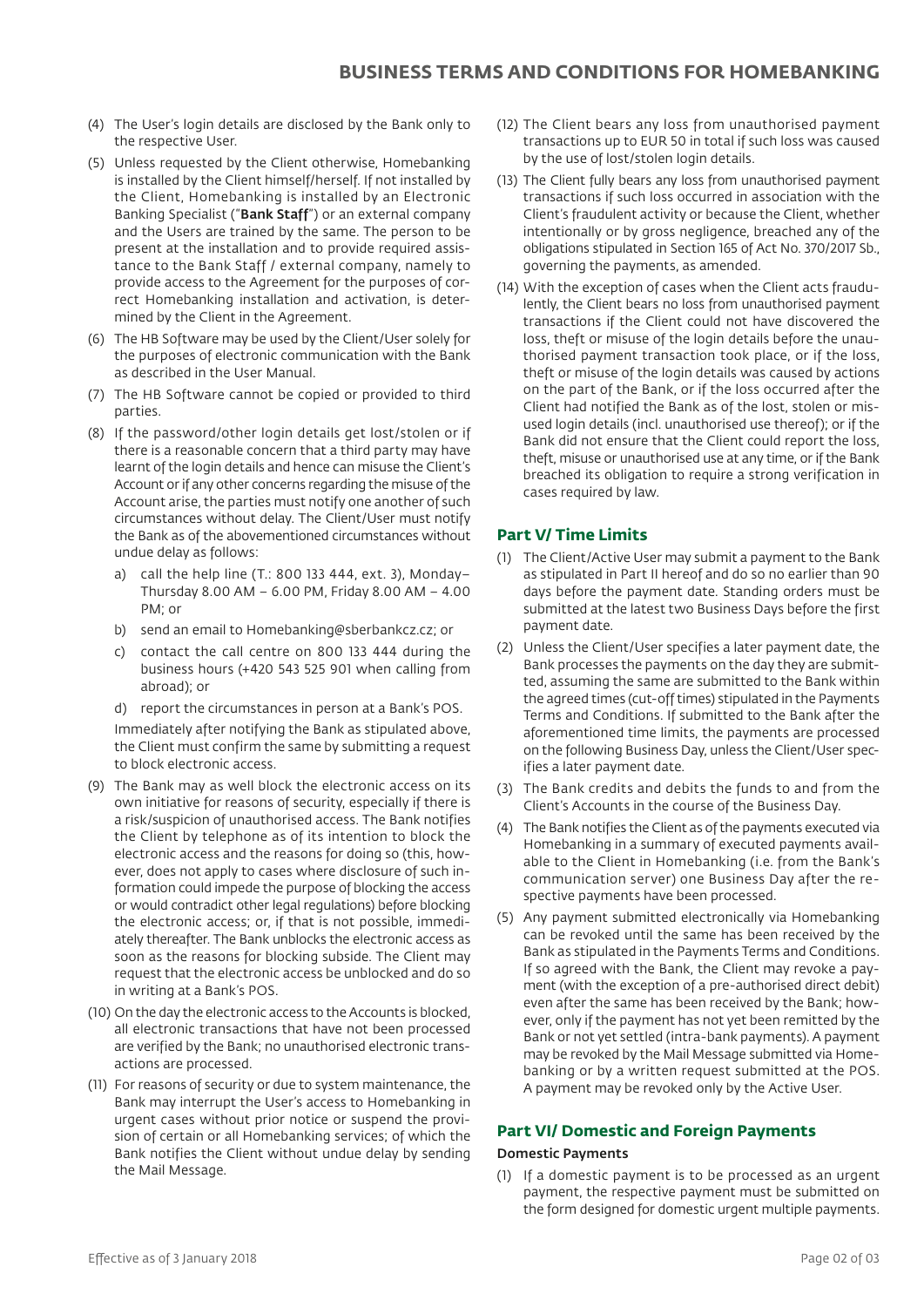(4) The User's login details are disclosed by the Bank only to the respective User.

(5) Unless requested by the Client otherwise, Homebanking is installed by the Client himself/herself. If not installed by the Client, Homebanking is installed by an Electronic Banking Specialist ("**Bank Staff**") or an external company and the Users are trained by the same. The person to be present at the installation and to provide required assistance to the Bank Staff / external company, namely to provide access to the Agreement for the purposes of correct Homebanking installation and activation, is determined by the Client in the Agreement.

(6) The HB Software may be used by the Client/User solely for the purposes of electronic communication with the Bank as described in the User Manual.

(7) The HB Software cannot be copied or provided to third parties.

(8) If the password/other login details get lost/stolen or if there is a reasonable concern that a third party may have learnt of the login details and hence can misuse the Client's Account or if any other concerns regarding the misuse of the Account arise, the parties must notify one another of such circumstances without delay. The Client/User must notify the Bank as of the abovementioned circumstances without undue delay as follows:

   a) call the help line (T.: 800 133 444, ext. 3), Monday–Thursday 8.00 AM – 6.00 PM, Friday 8.00 AM – 4.00 PM; or
   
   b) send an email to Homebanking@sberbankcz.cz; or
   
   c) contact the call centre on 800 133 444 during the business hours (+420 543 525 901 when calling from abroad); or
   
   d) report the circumstances in person at a Bank's POS.

   Immediately after notifying the Bank as stipulated above, the Client must confirm the same by submitting a request to block electronic access.

(9) The Bank may as well block the electronic access on its own initiative for reasons of security, especially if there is a risk/suspicion of unauthorised access. The Bank notifies the Client by telephone as of its intention to block the electronic access and the reasons for doing so (this, however, does not apply to cases where disclosure of such information could impede the purpose of blocking the access or would contradict other legal regulations) before blocking the electronic access; or, if that is not possible, immediately thereafter. The Bank unblocks the electronic access as soon as the reasons for blocking subside. The Client may request that the electronic access be unblocked and do so in writing at a Bank's POS.

(10) On the day the electronic access to the Accounts is blocked, all electronic transactions that have not been processed are verified by the Bank; no unauthorised electronic transactions are processed.

(11) For reasons of security or due to system maintenance, the Bank may interrupt the User's access to Homebanking in urgent cases without prior notice or suspend the provision of certain or all Homebanking services; of which the Bank notifies the Client without undue delay by sending the Mail Message.

(12) The Client bears any loss from unauthorised payment transactions up to EUR 50 in total if such loss was caused by the use of lost/stolen login details.

(13) The Client fully bears any loss from unauthorised payment transactions if such loss occurred in association with the Client's fraudulent activity or because the Client, whether intentionally or by gross negligence, breached any of the obligations stipulated in Section 165 of Act No. 370/2017 Sb., governing the payments, as amended.

(14) With the exception of cases when the Client acts fraudulently, the Client bears no loss from unauthorised payment transactions if the Client could not have discovered the loss, theft or misuse of the login details before the unauthorised payment transaction took place, or if the loss, theft or misuse of the login details was caused by actions on the part of the Bank, or if the loss occurred after the Client had notified the Bank as of the lost, stolen or misused login details (incl. unauthorised use thereof); or if the Bank did not ensure that the Client could report the loss, theft, misuse or unauthorised use at any time, or if the Bank breached its obligation to require a strong verification in cases required by law.

## Part V/ Time Limits

(1) The Client/Active User may submit a payment to the Bank as stipulated in Part II hereof and do so no earlier than 90 days before the payment date. Standing orders must be submitted at the latest two Business Days before the first payment date.

(2) Unless the Client/User specifies a later payment date, the Bank processes the payments on the day they are submitted, assuming the same are submitted to the Bank within the agreed times (cut-off times) stipulated in the Payments Terms and Conditions. If submitted to the Bank after the aforementioned time limits, the payments are processed on the following Business Day, unless the Client/User specifies a later payment date.

(3) The Bank credits and debits the funds to and from the Client's Accounts in the course of the Business Day.

(4) The Bank notifies the Client as of the payments executed via Homebanking in a summary of executed payments available to the Client in Homebanking (i.e. from the Bank's communication server) one Business Day after the respective payments have been processed.

(5) Any payment submitted electronically via Homebanking can be revoked until the same has been received by the Bank as stipulated in the Payments Terms and Conditions. If so agreed with the Bank, the Client may revoke a payment (with the exception of a pre-authorised direct debit) even after the same has been received by the Bank; however, only if the payment has not yet been remitted by the Bank or not yet settled (intra-bank payments). A payment may be revoked by the Mail Message submitted via Homebanking or by a written request submitted at the POS. A payment may be revoked only by the Active User.

## Part VI/ Domestic and Foreign Payments

### Domestic Payments

(1) If a domestic payment is to be processed as an urgent payment, the respective payment must be submitted on the form designed for domestic urgent multiple payments.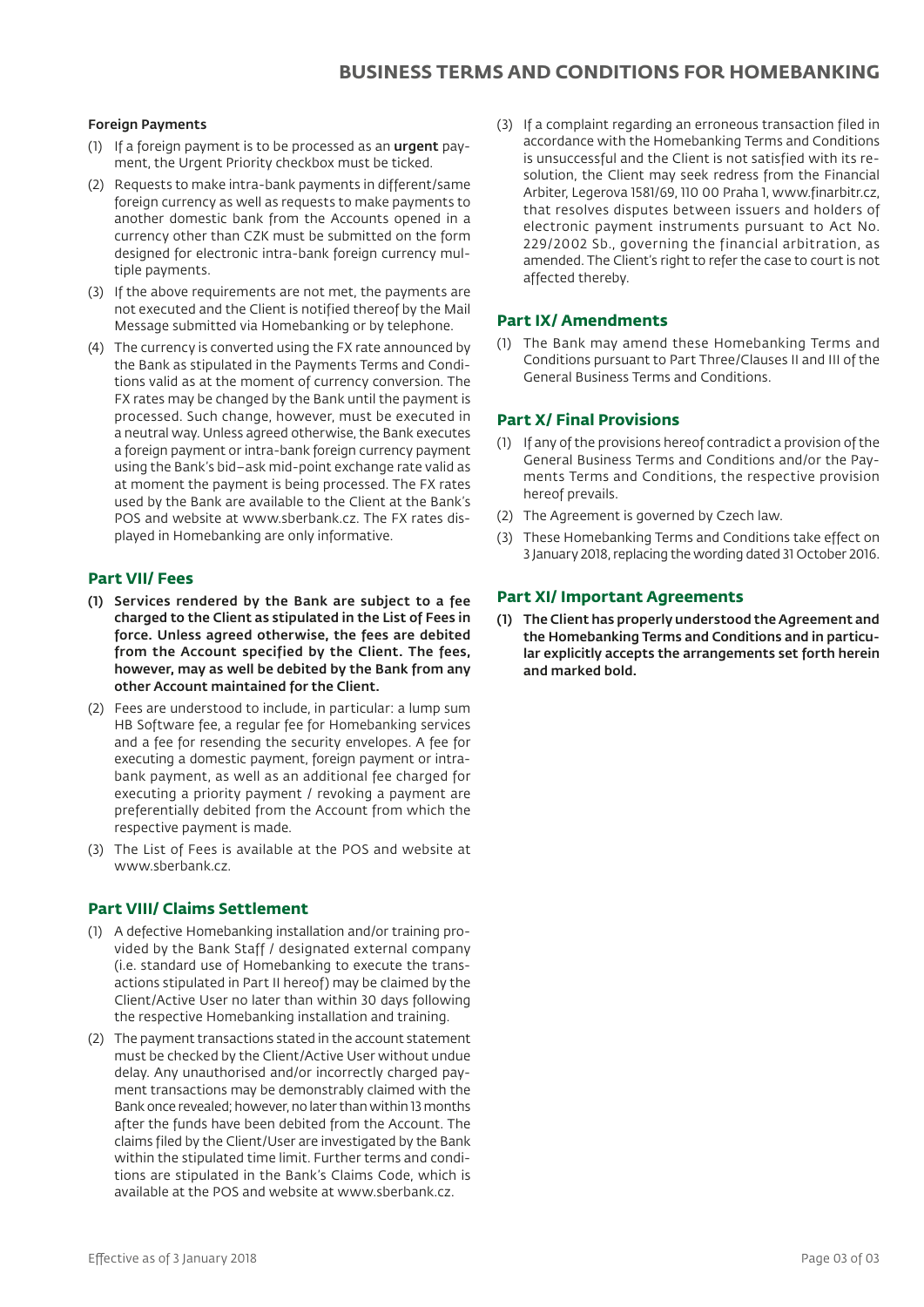#### Foreign Payments

(1) If a foreign payment is to be processed as an **urgent** payment, the Urgent Priority checkbox must be ticked.

(2) Requests to make intra-bank payments in different/same foreign currency as well as requests to make payments to another domestic bank from the Accounts opened in a currency other than CZK must be submitted on the form designed for electronic intra-bank foreign currency multiple payments.

(3) If the above requirements are not met, the payments are not executed and the Client is notified thereof by the Mail Message submitted via Homebanking or by telephone.

(4) The currency is converted using the FX rate announced by the Bank as stipulated in the Payments Terms and Conditions valid as at the moment of currency conversion. The FX rates may be changed by the Bank until the payment is processed. Such change, however, must be executed in a neutral way. Unless agreed otherwise, the Bank executes a foreign payment or intra-bank foreign currency payment using the Bank's bid–ask mid-point exchange rate valid as at moment the payment is being processed. The FX rates used by the Bank are available to the Client at the Bank's POS and website at www.sberbank.cz. The FX rates displayed in Homebanking are only informative.

### Part VII/ Fees

**(1) Services rendered by the Bank are subject to a fee charged to the Client as stipulated in the List of Fees in force. Unless agreed otherwise, the fees are debited from the Account specified by the Client. The fees, however, may as well be debited by the Bank from any other Account maintained for the Client.**

(2) Fees are understood to include, in particular: a lump sum HB Software fee, a regular fee for Homebanking services and a fee for resending the security envelopes. A fee for executing a domestic payment, foreign payment or intra-bank payment, as well as an additional fee charged for executing a priority payment / revoking a payment are preferentially debited from the Account from which the respective payment is made.

(3) The List of Fees is available at the POS and website at www.sberbank.cz.

### Part VIII/ Claims Settlement

(1) A defective Homebanking installation and/or training provided by the Bank Staff / designated external company (i.e. standard use of Homebanking to execute the transactions stipulated in Part II hereof) may be claimed by the Client/Active User no later than within 30 days following the respective Homebanking installation and training.

(2) The payment transactions stated in the account statement must be checked by the Client/Active User without undue delay. Any unauthorised and/or incorrectly charged payment transactions may be demonstrably claimed with the Bank once revealed; however, no later than within 13 months after the funds have been debited from the Account. The claims filed by the Client/User are investigated by the Bank within the stipulated time limit. Further terms and conditions are stipulated in the Bank's Claims Code, which is available at the POS and website at www.sberbank.cz.

(3) If a complaint regarding an erroneous transaction filed in accordance with the Homebanking Terms and Conditions is unsuccessful and the Client is not satisfied with its resolution, the Client may seek redress from the Financial Arbiter, Legerova 1581/69, 110 00 Praha 1, www.finarbitr.cz, that resolves disputes between issuers and holders of electronic payment instruments pursuant to Act No. 229/2002 Sb., governing the financial arbitration, as amended. The Client's right to refer the case to court is not affected thereby.

### Part IX/ Amendments

(1) The Bank may amend these Homebanking Terms and Conditions pursuant to Part Three/Clauses II and III of the General Business Terms and Conditions.

### Part X/ Final Provisions

(1) If any of the provisions hereof contradict a provision of the General Business Terms and Conditions and/or the Payments Terms and Conditions, the respective provision hereof prevails.

(2) The Agreement is governed by Czech law.

(3) These Homebanking Terms and Conditions take effect on 3 January 2018, replacing the wording dated 31 October 2016.

### Part XI/ Important Agreements

**(1) The Client has properly understood the Agreement and the Homebanking Terms and Conditions and in particular explicitly accepts the arrangements set forth herein and marked bold.**